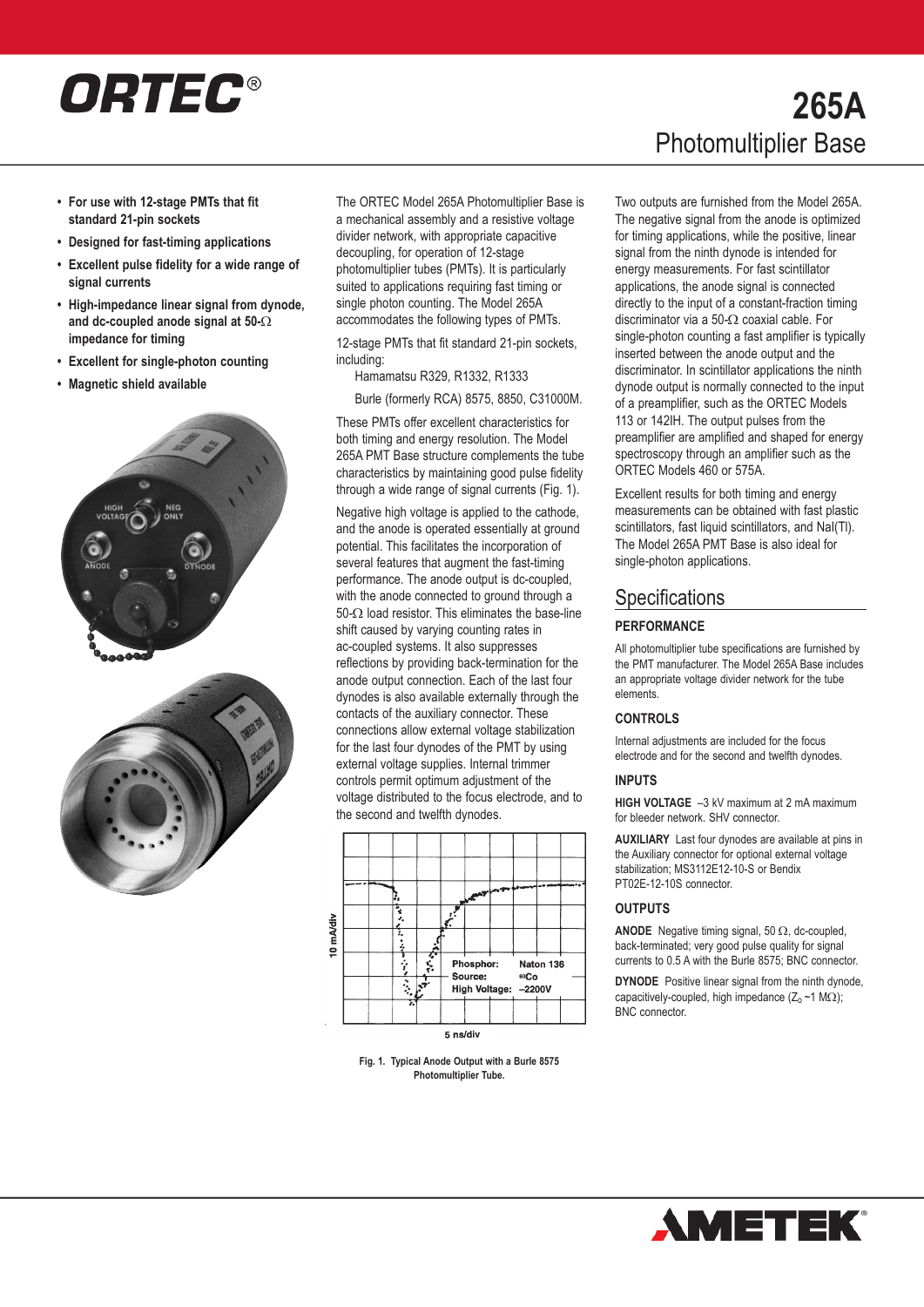# ORTEC®

# 265A
## Photomultiplier Base

- **For use with 12-stage PMTs that fit standard 21-pin sockets**
- **Designed for fast-timing applications**
- **Excellent pulse fidelity for a wide range of signal currents**
- **High-impedance linear signal from dynode, and dc-coupled anode signal at 50-Ω impedance for timing**
- **Excellent for single-photon counting**
- **Magnetic shield available**

The ORTEC Model 265A Photomultiplier Base is a mechanical assembly and a resistive voltage divider network, with appropriate capacitive decoupling, for operation of 12-stage photomultiplier tubes (PMTs). It is particularly suited to applications requiring fast timing or single photon counting. The Model 265A accommodates the following types of PMTs.

12-stage PMTs that fit standard 21-pin sockets, including:

Hamamatsu R329, R1332, R1333

Burle (formerly RCA) 8575, 8850, C31000M.

These PMTs offer excellent characteristics for both timing and energy resolution. The Model 265A PMT Base structure complements the tube characteristics by maintaining good pulse fidelity through a wide range of signal currents (Fig. 1).

Negative high voltage is applied to the cathode, and the anode is operated essentially at ground potential. This facilitates the incorporation of several features that augment the fast-timing performance. The anode output is dc-coupled, with the anode connected to ground through a 50-Ω load resistor. This eliminates the base-line shift caused by varying counting rates in ac-coupled systems. It also suppresses reflections by providing back-termination for the anode output connection. Each of the last four dynodes is also available externally through the contacts of the auxiliary connector. These connections allow external voltage stabilization for the last four dynodes of the PMT by using external voltage supplies. Internal trimmer controls permit optimum adjustment of the voltage distributed to the focus electrode, and to the second and twelfth dynodes.

Fig. 1. Typical Anode Output with a Burle 8575 Photomultiplier Tube.

Two outputs are furnished from the Model 265A. The negative signal from the anode is optimized for timing applications, while the positive, linear signal from the ninth dynode is intended for energy measurements. For fast scintillator applications, the anode signal is connected directly to the input of a constant-fraction timing discriminator via a 50-Ω coaxial cable. For single-photon counting a fast amplifier is typically inserted between the anode output and the discriminator. In scintillator applications the ninth dynode output is normally connected to the input of a preamplifier, such as the ORTEC Models 113 or 142IH. The output pulses from the preamplifier are amplified and shaped for energy spectroscopy through an amplifier such as the ORTEC Models 460 or 575A.

Excellent results for both timing and energy measurements can be obtained with fast plastic scintillators, fast liquid scintillators, and NaI(Tl). The Model 265A PMT Base is also ideal for single-photon applications.

## Specifications

### PERFORMANCE

All photomultiplier tube specifications are furnished by the PMT manufacturer. The Model 265A Base includes an appropriate voltage divider network for the tube elements.

### CONTROLS

Internal adjustments are included for the focus electrode and for the second and twelfth dynodes.

### INPUTS

**HIGH VOLTAGE** –3 kV maximum at 2 mA maximum for bleeder network. SHV connector.

**AUXILIARY** Last four dynodes are available at pins in the Auxiliary connector for optional external voltage stabilization; MS3112E12-10-S or Bendix PT02E-12-10S connector.

### OUTPUTS

**ANODE** Negative timing signal, 50 Ω, dc-coupled, back-terminated; very good pulse quality for signal currents to 0.5 A with the Burle 8575; BNC connector.

**DYNODE** Positive linear signal from the ninth dynode, capacitively-coupled, high impedance ($Z_o$ ~1 MΩ); BNC connector.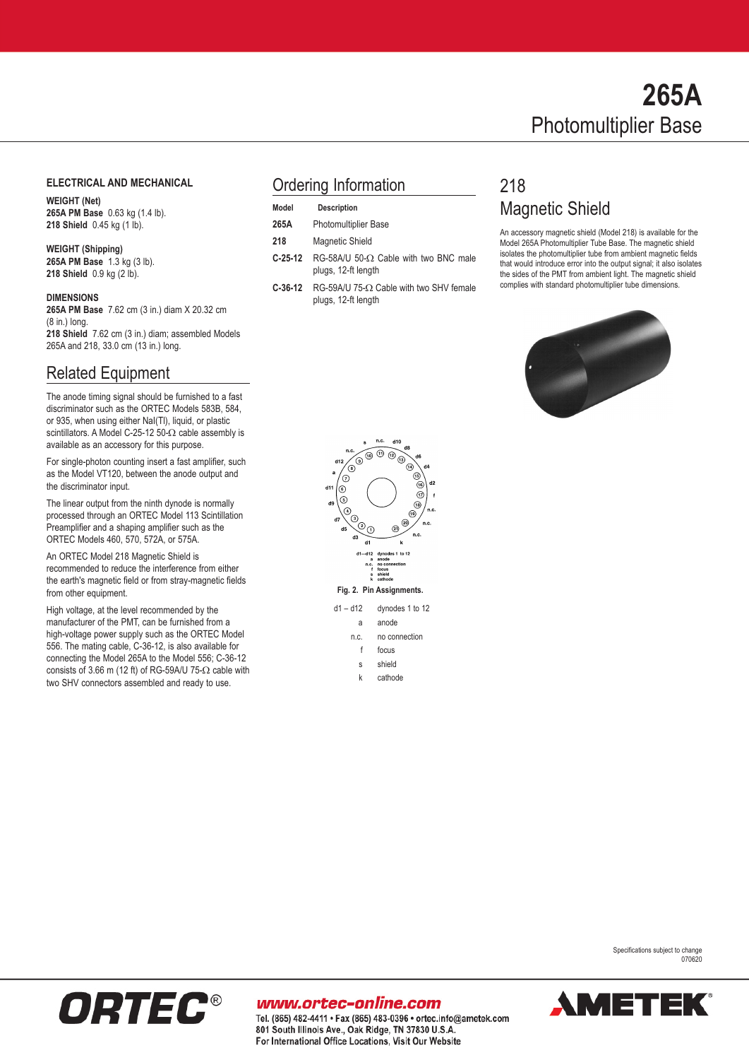# 265A

## Photomultiplier Base

### ELECTRICAL AND MECHANICAL

**WEIGHT (Net)**
**265A PM Base** 0.63 kg (1.4 lb).
**218 Shield** 0.45 kg (1 lb).

**WEIGHT (Shipping)**
**265A PM Base** 1.3 kg (3 lb).
**218 Shield** 0.9 kg (2 lb).

**DIMENSIONS**
**265A PM Base** 7.62 cm (3 in.) diam X 20.32 cm (8 in.) long.
**218 Shield** 7.62 cm (3 in.) diam; assembled Models 265A and 218, 33.0 cm (13 in.) long.

## Related Equipment

The anode timing signal should be furnished to a fast discriminator such as the ORTEC Models 583B, 584, or 935, when using either NaI(Tl), liquid, or plastic scintillators. A Model C-25-12 50-Ω cable assembly is available as an accessory for this purpose.

For single-photon counting insert a fast amplifier, such as the Model VT120, between the anode output and the discriminator input.

The linear output from the ninth dynode is normally processed through an ORTEC Model 113 Scintillation Preamplifier and a shaping amplifier such as the ORTEC Models 460, 570, 572A, or 575A.

An ORTEC Model 218 Magnetic Shield is recommended to reduce the interference from either the earth's magnetic field or from stray-magnetic fields from other equipment.

High voltage, at the level recommended by the manufacturer of the PMT, can be furnished from a high-voltage power supply such as the ORTEC Model 556. The mating cable, C-36-12, is also available for connecting the Model 265A to the Model 556; C-36-12 consists of 3.66 m (12 ft) of RG-59A/U 75-Ω cable with two SHV connectors assembled and ready to use.

## Ordering Information

| Model | Description |
|---|---|
| 265A | Photomultiplier Base |
| 218 | Magnetic Shield |
| C-25-12 | RG-58A/U 50-Ω Cable with two BNC male plugs, 12-ft length |
| C-36-12 | RG-59A/U 75-Ω Cable with two SHV female plugs, 12-ft length |

s n.c. d10 d8 d6 d4 d2 f n.c. n.c. n.c. k d1 d3 d5 d7 d9 d11 a d12 n.c.
10 11 12 13 14 15 16 17 18 19 20 21 1 2 3 4 5 6 7 8 9

d1—d12 dynodes 1 to 12
a anode
n.c. no connection
f focus
s shield
k cathode

**Fig. 2. Pin Assignments.**

| | |
|---|---|
| d1 – d12 | dynodes 1 to 12 |
| a | anode |
| n.c. | no connection |
| f | focus |
| s | shield |
| k | cathode |

## 218 Magnetic Shield

An accessory magnetic shield (Model 218) is available for the Model 265A Photomultiplier Tube Base. The magnetic shield isolates the photomultiplier tube from ambient magnetic fields that would introduce error into the output signal; it also isolates the sides of the PMT from ambient light. The magnetic shield complies with standard photomultiplier tube dimensions.

Specifications subject to change
070620

ORTEC®

www.ortec-online.com
Tel. (865) 482-4411 • Fax (865) 483-0396 • ortec.info@ametek.com
801 South Illinois Ave., Oak Ridge, TN 37830 U.S.A.
For International Office Locations, Visit Our Website

AMETEK®